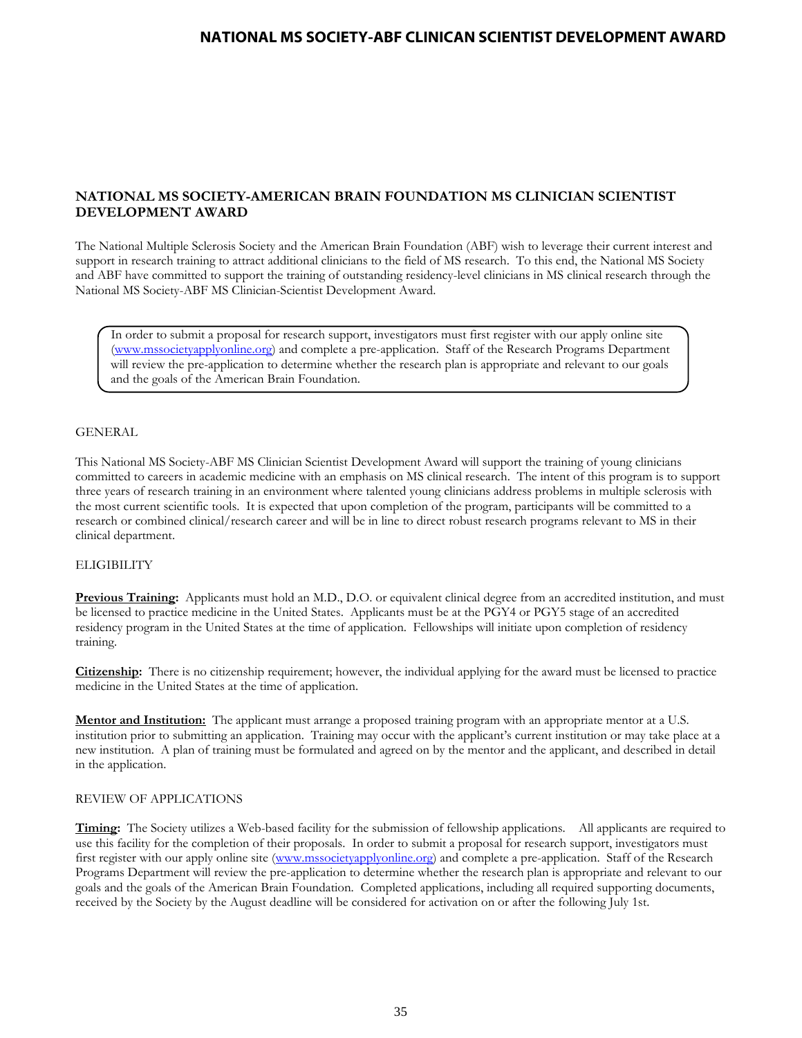## NATIONAL MS SOCIETY-AMERICAN BRAIN FOUNDATION MS CLINICIAN SCIENTIST DEVELOPMENT AWARD

The National Multiple Sclerosis Society and the American Brain Foundation (ABF) wish to leverage their current interest and support in research training to attract additional clinicians to the field of MS research. To this end, the National MS Society and ABF have committed to support the training of outstanding residency-level clinicians in MS clinical research through the National MS Society-ABF MS Clinician-Scientist Development Award.

> In order to submit a proposal for research support, investigators must first register with our apply online site (www.mssocietyapplyonline.org) and complete a pre-application. Staff of the Research Programs Department will review the pre-application to determine whether the research plan is appropriate and relevant to our goals and the goals of the American Brain Foundation.

### GENERAL

This National MS Society-ABF MS Clinician Scientist Development Award will support the training of young clinicians committed to careers in academic medicine with an emphasis on MS clinical research. The intent of this program is to support three years of research training in an environment where talented young clinicians address problems in multiple sclerosis with the most current scientific tools. It is expected that upon completion of the program, participants will be committed to a research or combined clinical/research career and will be in line to direct robust research programs relevant to MS in their clinical department.

### ELIGIBILITY

**Previous Training:** Applicants must hold an M.D., D.O. or equivalent clinical degree from an accredited institution, and must be licensed to practice medicine in the United States. Applicants must be at the PGY4 or PGY5 stage of an accredited residency program in the United States at the time of application. Fellowships will initiate upon completion of residency training.

**Citizenship:** There is no citizenship requirement; however, the individual applying for the award must be licensed to practice medicine in the United States at the time of application.

**Mentor and Institution:** The applicant must arrange a proposed training program with an appropriate mentor at a U.S. institution prior to submitting an application. Training may occur with the applicant's current institution or may take place at a new institution. A plan of training must be formulated and agreed on by the mentor and the applicant, and described in detail in the application.

### REVIEW OF APPLICATIONS

**Timing:** The Society utilizes a Web-based facility for the submission of fellowship applications. All applicants are required to use this facility for the completion of their proposals. In order to submit a proposal for research support, investigators must first register with our apply online site (www.mssocietyapplyonline.org) and complete a pre-application. Staff of the Research Programs Department will review the pre-application to determine whether the research plan is appropriate and relevant to our goals and the goals of the American Brain Foundation. Completed applications, including all required supporting documents, received by the Society by the August deadline will be considered for activation on or after the following July 1st.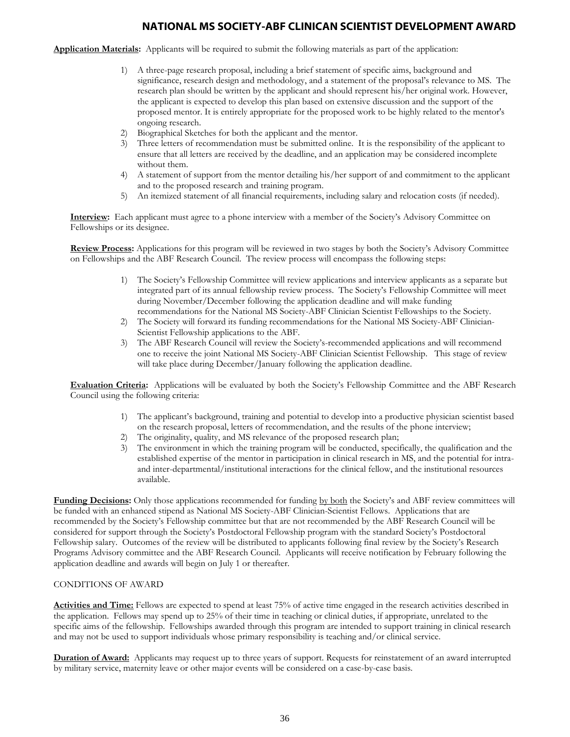# NATIONAL MS SOCIETY-ABF CLINICAN SCIENTIST DEVELOPMENT AWARD

**Application Materials:** Applicants will be required to submit the following materials as part of the application:

1) A three-page research proposal, including a brief statement of specific aims, background and significance, research design and methodology, and a statement of the proposal's relevance to MS. The research plan should be written by the applicant and should represent his/her original work. However, the applicant is expected to develop this plan based on extensive discussion and the support of the proposed mentor. It is entirely appropriate for the proposed work to be highly related to the mentor's ongoing research.
2) Biographical Sketches for both the applicant and the mentor.
3) Three letters of recommendation must be submitted online. It is the responsibility of the applicant to ensure that all letters are received by the deadline, and an application may be considered incomplete without them.
4) A statement of support from the mentor detailing his/her support of and commitment to the applicant and to the proposed research and training program.
5) An itemized statement of all financial requirements, including salary and relocation costs (if needed).

**Interview:** Each applicant must agree to a phone interview with a member of the Society's Advisory Committee on Fellowships or its designee.

**Review Process:** Applications for this program will be reviewed in two stages by both the Society's Advisory Committee on Fellowships and the ABF Research Council. The review process will encompass the following steps:

1) The Society's Fellowship Committee will review applications and interview applicants as a separate but integrated part of its annual fellowship review process. The Society's Fellowship Committee will meet during November/December following the application deadline and will make funding recommendations for the National MS Society-ABF Clinician Scientist Fellowships to the Society.
2) The Society will forward its funding recommendations for the National MS Society-ABF Clinician-Scientist Fellowship applications to the ABF.
3) The ABF Research Council will review the Society's-recommended applications and will recommend one to receive the joint National MS Society-ABF Clinician Scientist Fellowship. This stage of review will take place during December/January following the application deadline.

**Evaluation Criteria:** Applications will be evaluated by both the Society's Fellowship Committee and the ABF Research Council using the following criteria:

1) The applicant's background, training and potential to develop into a productive physician scientist based on the research proposal, letters of recommendation, and the results of the phone interview;
2) The originality, quality, and MS relevance of the proposed research plan;
3) The environment in which the training program will be conducted, specifically, the qualification and the established expertise of the mentor in participation in clinical research in MS, and the potential for intra- and inter-departmental/institutional interactions for the clinical fellow, and the institutional resources available.

**Funding Decisions:** Only those applications recommended for funding by both the Society's and ABF review committees will be funded with an enhanced stipend as National MS Society-ABF Clinician-Scientist Fellows. Applications that are recommended by the Society's Fellowship committee but that are not recommended by the ABF Research Council will be considered for support through the Society's Postdoctoral Fellowship program with the standard Society's Postdoctoral Fellowship salary. Outcomes of the review will be distributed to applicants following final review by the Society's Research Programs Advisory committee and the ABF Research Council. Applicants will receive notification by February following the application deadline and awards will begin on July 1 or thereafter.

CONDITIONS OF AWARD

**Activities and Time:** Fellows are expected to spend at least 75% of active time engaged in the research activities described in the application. Fellows may spend up to 25% of their time in teaching or clinical duties, if appropriate, unrelated to the specific aims of the fellowship. Fellowships awarded through this program are intended to support training in clinical research and may not be used to support individuals whose primary responsibility is teaching and/or clinical service.

**Duration of Award:** Applicants may request up to three years of support. Requests for reinstatement of an award interrupted by military service, maternity leave or other major events will be considered on a case-by-case basis.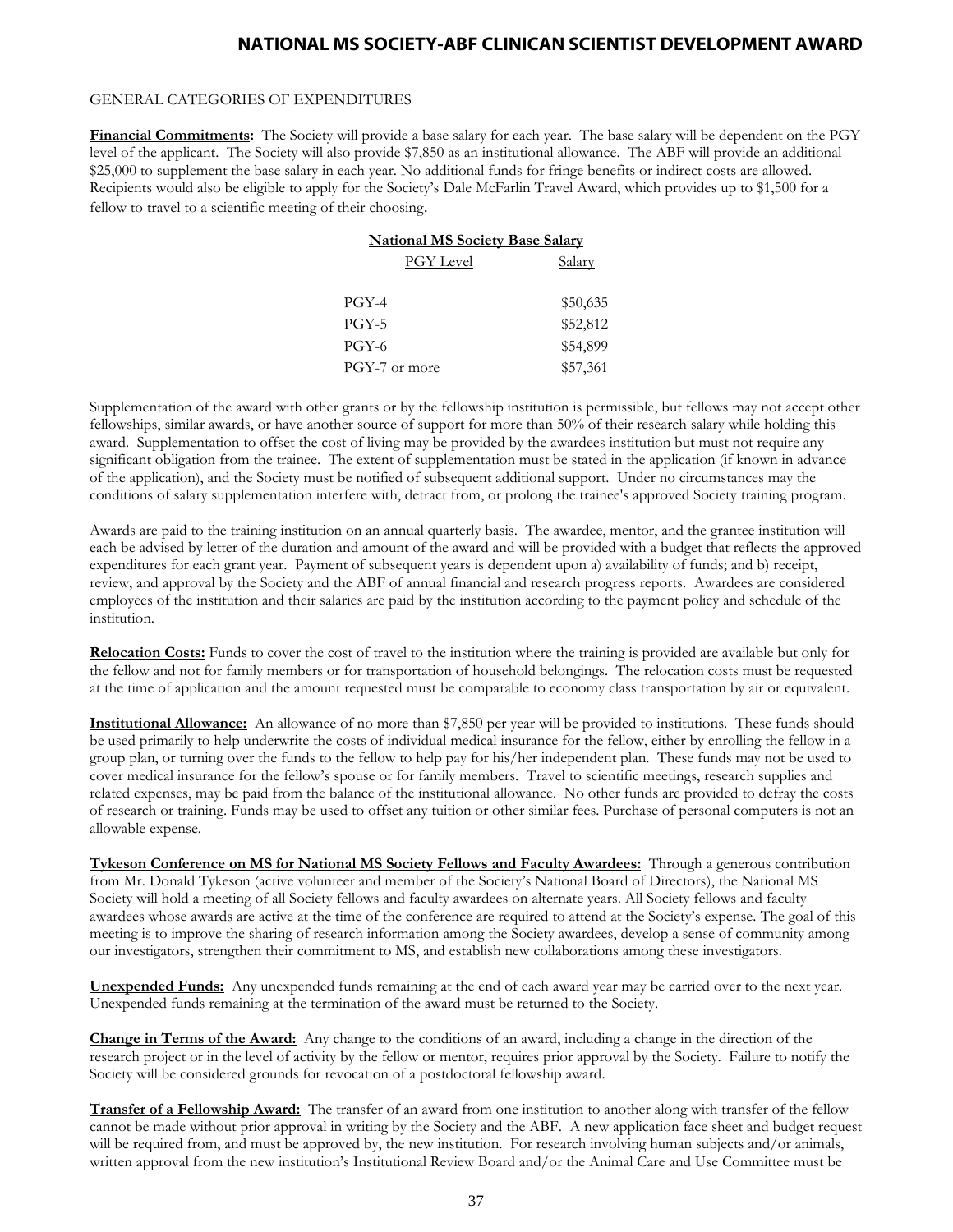# NATIONAL MS SOCIETY-ABF CLINICAN SCIENTIST DEVELOPMENT AWARD

GENERAL CATEGORIES OF EXPENDITURES

**Financial Commitments:** The Society will provide a base salary for each year. The base salary will be dependent on the PGY level of the applicant. The Society will also provide $7,850 as an institutional allowance. The ABF will provide an additional $25,000 to supplement the base salary in each year. No additional funds for fringe benefits or indirect costs are allowed. Recipients would also be eligible to apply for the Society's Dale McFarlin Travel Award, which provides up to $1,500 for a fellow to travel to a scientific meeting of their choosing.

**National MS Society Base Salary**

| PGY Level | Salary |
|---|---|
| PGY-4 | $50,635 |
| PGY-5 | $52,812 |
| PGY-6 | $54,899 |
| PGY-7 or more | $57,361 |

Supplementation of the award with other grants or by the fellowship institution is permissible, but fellows may not accept other fellowships, similar awards, or have another source of support for more than 50% of their research salary while holding this award. Supplementation to offset the cost of living may be provided by the awardees institution but must not require any significant obligation from the trainee. The extent of supplementation must be stated in the application (if known in advance of the application), and the Society must be notified of subsequent additional support. Under no circumstances may the conditions of salary supplementation interfere with, detract from, or prolong the trainee's approved Society training program.

Awards are paid to the training institution on an annual quarterly basis. The awardee, mentor, and the grantee institution will each be advised by letter of the duration and amount of the award and will be provided with a budget that reflects the approved expenditures for each grant year. Payment of subsequent years is dependent upon a) availability of funds; and b) receipt, review, and approval by the Society and the ABF of annual financial and research progress reports. Awardees are considered employees of the institution and their salaries are paid by the institution according to the payment policy and schedule of the institution.

**Relocation Costs:** Funds to cover the cost of travel to the institution where the training is provided are available but only for the fellow and not for family members or for transportation of household belongings. The relocation costs must be requested at the time of application and the amount requested must be comparable to economy class transportation by air or equivalent.

**Institutional Allowance:** An allowance of no more than $7,850 per year will be provided to institutions. These funds should be used primarily to help underwrite the costs of individual medical insurance for the fellow, either by enrolling the fellow in a group plan, or turning over the funds to the fellow to help pay for his/her independent plan. These funds may not be used to cover medical insurance for the fellow's spouse or for family members. Travel to scientific meetings, research supplies and related expenses, may be paid from the balance of the institutional allowance. No other funds are provided to defray the costs of research or training. Funds may be used to offset any tuition or other similar fees. Purchase of personal computers is not an allowable expense.

**Tykeson Conference on MS for National MS Society Fellows and Faculty Awardees:** Through a generous contribution from Mr. Donald Tykeson (active volunteer and member of the Society's National Board of Directors), the National MS Society will hold a meeting of all Society fellows and faculty awardees on alternate years. All Society fellows and faculty awardees whose awards are active at the time of the conference are required to attend at the Society's expense. The goal of this meeting is to improve the sharing of research information among the Society awardees, develop a sense of community among our investigators, strengthen their commitment to MS, and establish new collaborations among these investigators.

**Unexpended Funds:** Any unexpended funds remaining at the end of each award year may be carried over to the next year. Unexpended funds remaining at the termination of the award must be returned to the Society.

**Change in Terms of the Award:** Any change to the conditions of an award, including a change in the direction of the research project or in the level of activity by the fellow or mentor, requires prior approval by the Society. Failure to notify the Society will be considered grounds for revocation of a postdoctoral fellowship award.

**Transfer of a Fellowship Award:** The transfer of an award from one institution to another along with transfer of the fellow cannot be made without prior approval in writing by the Society and the ABF. A new application face sheet and budget request will be required from, and must be approved by, the new institution. For research involving human subjects and/or animals, written approval from the new institution's Institutional Review Board and/or the Animal Care and Use Committee must be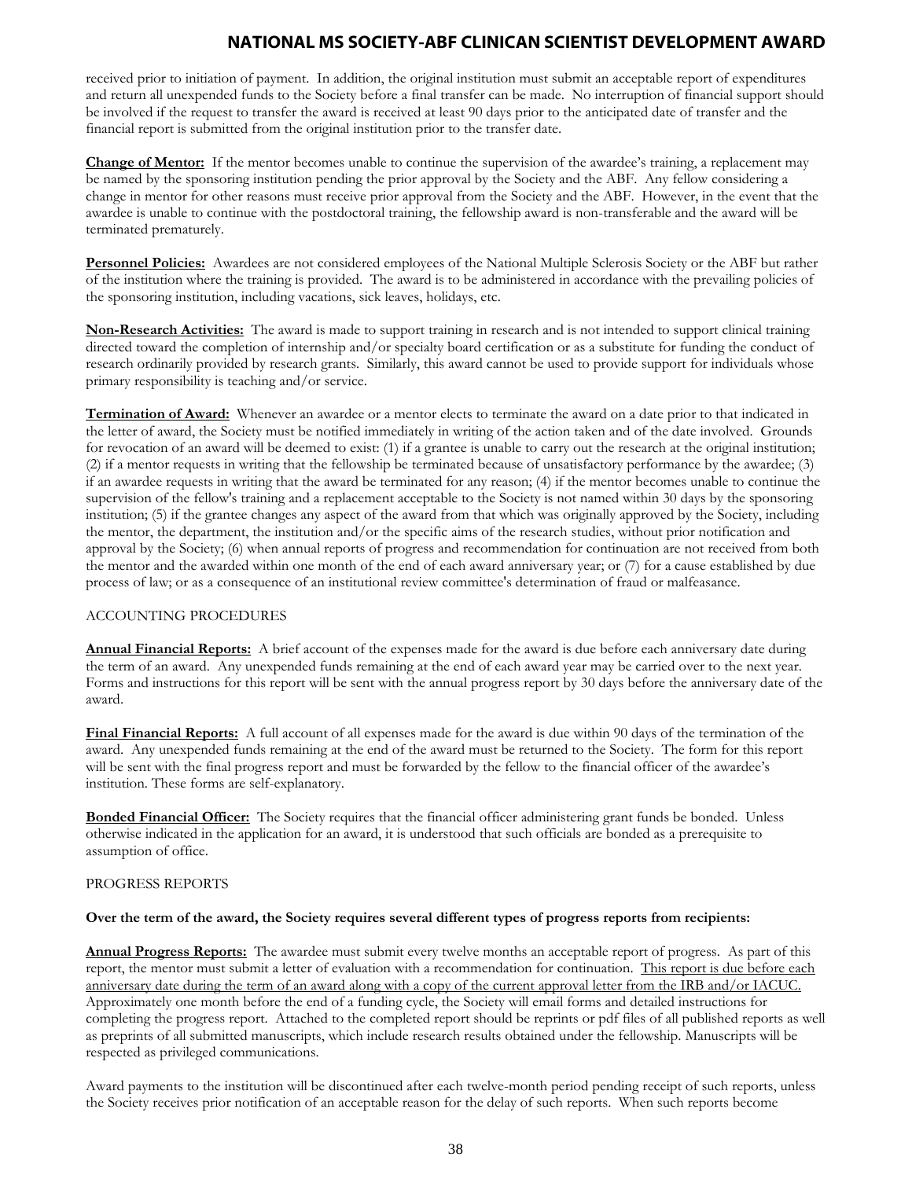received prior to initiation of payment. In addition, the original institution must submit an acceptable report of expenditures and return all unexpended funds to the Society before a final transfer can be made. No interruption of financial support should be involved if the request to transfer the award is received at least 90 days prior to the anticipated date of transfer and the financial report is submitted from the original institution prior to the transfer date.

**Change of Mentor:** If the mentor becomes unable to continue the supervision of the awardee's training, a replacement may be named by the sponsoring institution pending the prior approval by the Society and the ABF. Any fellow considering a change in mentor for other reasons must receive prior approval from the Society and the ABF. However, in the event that the awardee is unable to continue with the postdoctoral training, the fellowship award is non-transferable and the award will be terminated prematurely.

**Personnel Policies:** Awardees are not considered employees of the National Multiple Sclerosis Society or the ABF but rather of the institution where the training is provided. The award is to be administered in accordance with the prevailing policies of the sponsoring institution, including vacations, sick leaves, holidays, etc.

**Non-Research Activities:** The award is made to support training in research and is not intended to support clinical training directed toward the completion of internship and/or specialty board certification or as a substitute for funding the conduct of research ordinarily provided by research grants. Similarly, this award cannot be used to provide support for individuals whose primary responsibility is teaching and/or service.

**Termination of Award:** Whenever an awardee or a mentor elects to terminate the award on a date prior to that indicated in the letter of award, the Society must be notified immediately in writing of the action taken and of the date involved. Grounds for revocation of an award will be deemed to exist: (1) if a grantee is unable to carry out the research at the original institution; (2) if a mentor requests in writing that the fellowship be terminated because of unsatisfactory performance by the awardee; (3) if an awardee requests in writing that the award be terminated for any reason; (4) if the mentor becomes unable to continue the supervision of the fellow's training and a replacement acceptable to the Society is not named within 30 days by the sponsoring institution; (5) if the grantee changes any aspect of the award from that which was originally approved by the Society, including the mentor, the department, the institution and/or the specific aims of the research studies, without prior notification and approval by the Society; (6) when annual reports of progress and recommendation for continuation are not received from both the mentor and the awarded within one month of the end of each award anniversary year; or (7) for a cause established by due process of law; or as a consequence of an institutional review committee's determination of fraud or malfeasance.

## ACCOUNTING PROCEDURES

**Annual Financial Reports:** A brief account of the expenses made for the award is due before each anniversary date during the term of an award. Any unexpended funds remaining at the end of each award year may be carried over to the next year. Forms and instructions for this report will be sent with the annual progress report by 30 days before the anniversary date of the award.

**Final Financial Reports:** A full account of all expenses made for the award is due within 90 days of the termination of the award. Any unexpended funds remaining at the end of the award must be returned to the Society. The form for this report will be sent with the final progress report and must be forwarded by the fellow to the financial officer of the awardee's institution. These forms are self-explanatory.

**Bonded Financial Officer:** The Society requires that the financial officer administering grant funds be bonded. Unless otherwise indicated in the application for an award, it is understood that such officials are bonded as a prerequisite to assumption of office.

## PROGRESS REPORTS

**Over the term of the award, the Society requires several different types of progress reports from recipients:**

**Annual Progress Reports:** The awardee must submit every twelve months an acceptable report of progress. As part of this report, the mentor must submit a letter of evaluation with a recommendation for continuation. This report is due before each anniversary date during the term of an award along with a copy of the current approval letter from the IRB and/or IACUC. Approximately one month before the end of a funding cycle, the Society will email forms and detailed instructions for completing the progress report. Attached to the completed report should be reprints or pdf files of all published reports as well as preprints of all submitted manuscripts, which include research results obtained under the fellowship. Manuscripts will be respected as privileged communications.

Award payments to the institution will be discontinued after each twelve-month period pending receipt of such reports, unless the Society receives prior notification of an acceptable reason for the delay of such reports. When such reports become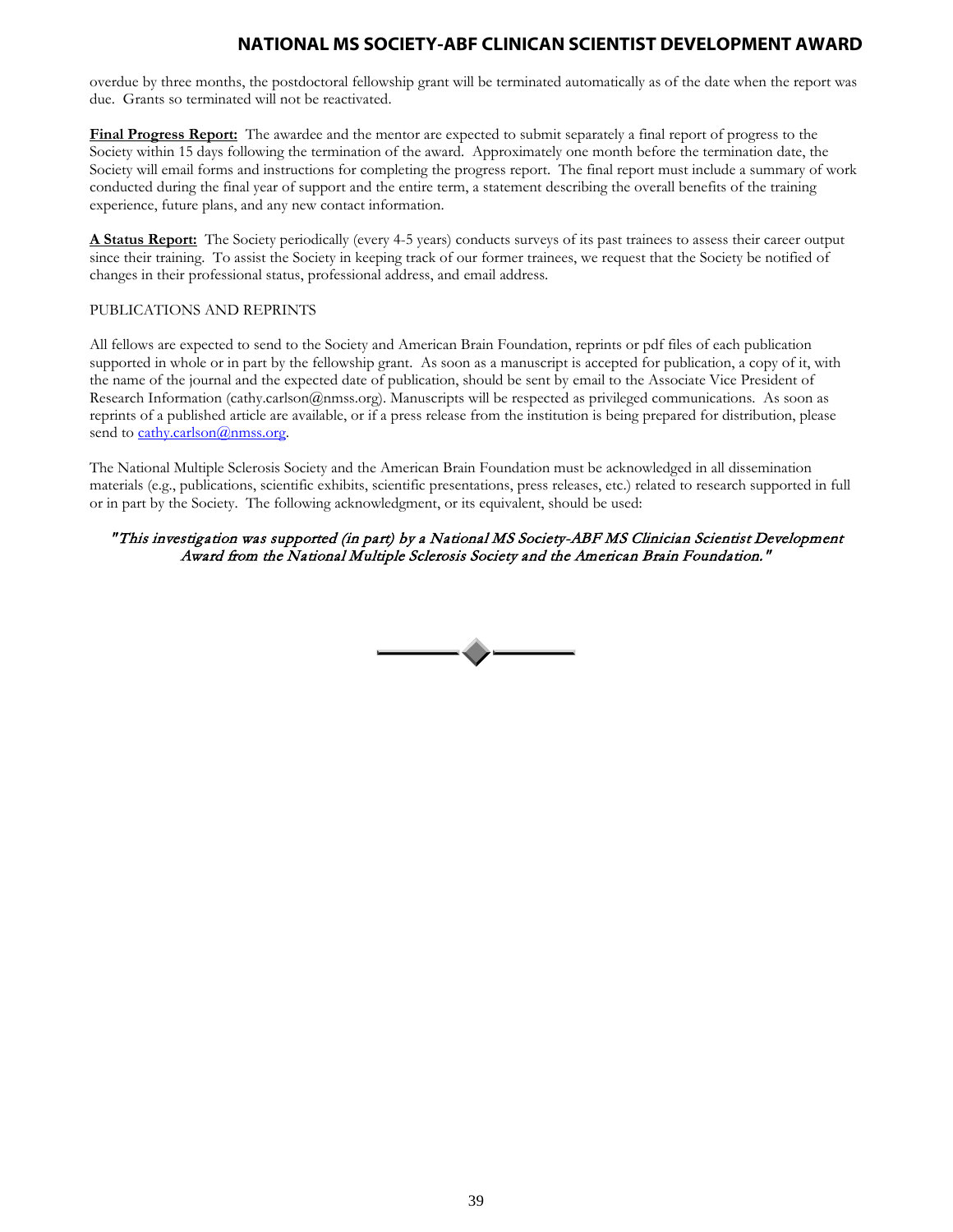overdue by three months, the postdoctoral fellowship grant will be terminated automatically as of the date when the report was due. Grants so terminated will not be reactivated.

**Final Progress Report:** The awardee and the mentor are expected to submit separately a final report of progress to the Society within 15 days following the termination of the award. Approximately one month before the termination date, the Society will email forms and instructions for completing the progress report. The final report must include a summary of work conducted during the final year of support and the entire term, a statement describing the overall benefits of the training experience, future plans, and any new contact information.

**A Status Report:** The Society periodically (every 4-5 years) conducts surveys of its past trainees to assess their career output since their training. To assist the Society in keeping track of our former trainees, we request that the Society be notified of changes in their professional status, professional address, and email address.

PUBLICATIONS AND REPRINTS

All fellows are expected to send to the Society and American Brain Foundation, reprints or pdf files of each publication supported in whole or in part by the fellowship grant. As soon as a manuscript is accepted for publication, a copy of it, with the name of the journal and the expected date of publication, should be sent by email to the Associate Vice President of Research Information (cathy.carlson@nmss.org). Manuscripts will be respected as privileged communications. As soon as reprints of a published article are available, or if a press release from the institution is being prepared for distribution, please send to cathy.carlson@nmss.org.

The National Multiple Sclerosis Society and the American Brain Foundation must be acknowledged in all dissemination materials (e.g., publications, scientific exhibits, scientific presentations, press releases, etc.) related to research supported in full or in part by the Society. The following acknowledgment, or its equivalent, should be used:

*"This investigation was supported (in part) by a National MS Society-ABF MS Clinician Scientist Development Award from the National Multiple Sclerosis Society and the American Brain Foundation."*